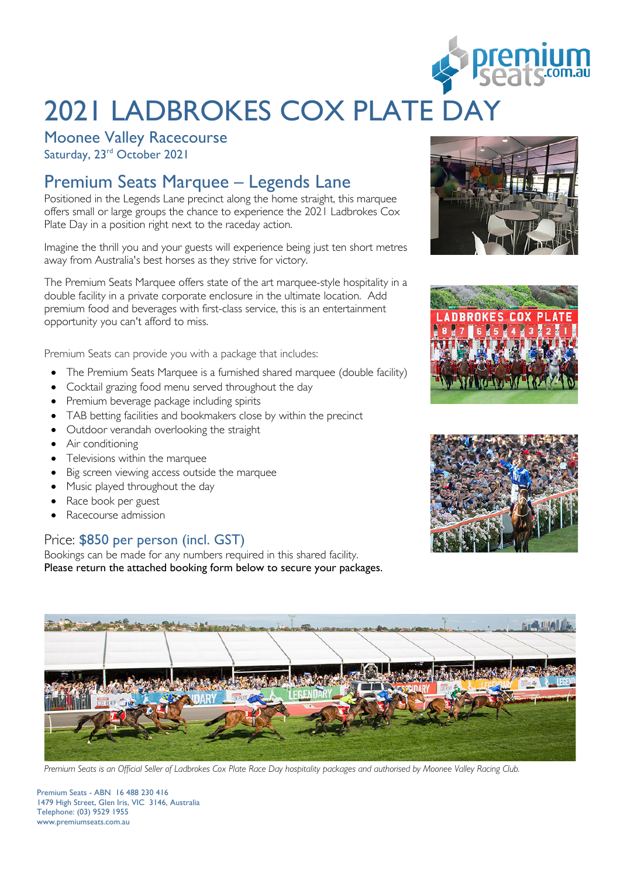# 2021 LADBROKES COX PLATE DAY

## Moonee Valley Racecourse

Saturday, 23rd October 2021

## Premium Seats Marquee – Legends Lane

Positioned in the Legends Lane precinct along the home straight, this marquee offers small or large groups the chance to experience the 2021 Ladbrokes Cox Plate Day in a position right next to the raceday action.

Imagine the thrill you and your guests will experience being just ten short metres away from Australia's best horses as they strive for victory.

The Premium Seats Marquee offers state of the art marquee-style hospitality in a double facility in a private corporate enclosure in the ultimate location. Add premium food and beverages with first-class service, this is an entertainment opportunity you can't afford to miss.

Premium Seats can provide you with a package that includes:

- The Premium Seats Marquee is a furnished shared marquee (double facility)
- Cocktail grazing food menu served throughout the day
- Premium beverage package including spirits
- TAB betting facilities and bookmakers close by within the precinct
- Outdoor verandah overlooking the straight
- Air conditioning
- Televisions within the marquee
- Big screen viewing access outside the marquee
- Music played throughout the day
- Race book per guest
- Racecourse admission

### Price: $850 per person (incl. GST)

Bookings can be made for any numbers required in this shared facility.
**Please return the attached booking form below to secure your packages.**

*Premium Seats is an Official Seller of Ladbrokes Cox Plate Race Day hospitality packages and authorised by Moonee Valley Racing Club.*

Premium Seats - ABN 16 488 230 416
1479 High Street, Glen Iris, VIC 3146, Australia
Telephone: (03) 9529 1955
www.premiumseats.com.au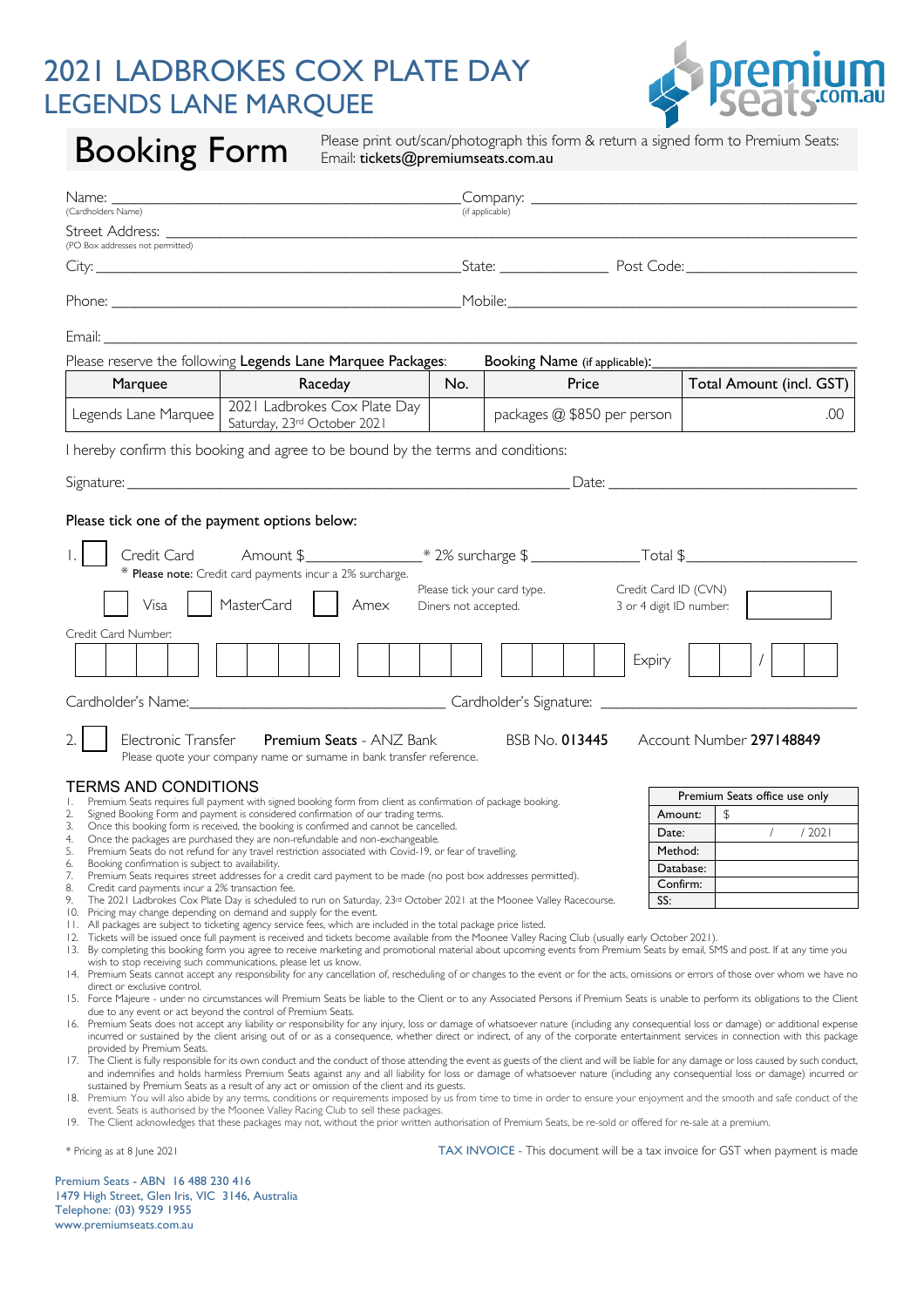# 2021 LADBROKES COX PLATE DAY
# LEGENDS LANE MARQUEE

## Booking Form

Please print out/scan/photograph this form & return a signed form to Premium Seats:
Email: **tickets@premiumseats.com.au**

Name: ______________________ Company: ______________________
(Cardholders Name) (if applicable)

Street Address: ______________________
(PO Box addresses not permitted)

City: ______________________ State: ____________ Post Code: ____________

Phone: ______________________ Mobile: ______________________

Email: ______________________

Please reserve the following **Legends Lane Marquee Packages**: **Booking Name** (if applicable): ____________

| Marquee | Raceday | No. | Price | Total Amount (incl. GST) |
|---|---|---|---|---|
| Legends Lane Marquee | 2021 Ladbrokes Cox Plate Day Saturday, 23rd October 2021 | | packages @ $850 per person | .00 |

I hereby confirm this booking and agree to be bound by the terms and conditions:

Signature: ______________________ Date: ______________________

Please tick one of the payment options below:

1. ☐ Credit Card Amount $____________ * 2% surcharge $____________ Total $____________

   * **Please note:** Credit card payments incur a 2% surcharge.

   ☐ Visa ☐ MasterCard ☐ Amex

   Please tick your card type. Diners not accepted.

   Credit Card ID (CVN) 3 or 4 digit ID number: ☐

   Credit Card Number: ☐☐☐☐ ☐☐☐☐ ☐☐☐☐ ☐☐☐☐ Expiry ☐☐ / ☐☐

   Cardholder's Name: ______________________ Cardholder's Signature: ______________________

2. ☐ Electronic Transfer **Premium Seats** - ANZ Bank BSB No. **013445** Account Number **297148849**

   Please quote your company name or surname in bank transfer reference.

| Premium Seats office use only | |
|---|---|
| Amount: | $ |
| Date: | / / 2021 |
| Method: | |
| Database: | |
| Confirm: | |
| SS: | |

## TERMS AND CONDITIONS

1. Premium Seats requires full payment with signed booking form from client as confirmation of package booking.
2. Signed Booking Form and payment is considered confirmation of our trading terms.
3. Once this booking form is received, the booking is confirmed and cannot be cancelled.
4. Once the packages are purchased they are non-refundable and non-exchangeable.
5. Premium Seats do not refund for any travel restriction associated with Covid-19, or fear of travelling.
6. Booking confirmation is subject to availability.
7. Premium Seats requires street addresses for a credit card payment to be made (no post box addresses permitted).
8. Credit card payments incur a 2% transaction fee.
9. The 2021 Ladbrokes Cox Plate Day is scheduled to run on Saturday, 23rd October 2021 at the Moonee Valley Racecourse.
10. Pricing may change depending on demand and supply for the event.
11. All packages are subject to ticketing agency service fees, which are included in the total package price listed.
12. Tickets will be issued once full payment is received and tickets become available from the Moonee Valley Racing Club (usually early October 2021).
13. By completing this booking form you agree to receive marketing and promotional material about upcoming events from Premium Seats by email, SMS and post. If at any time you wish to stop receiving such communications, please let us know.
14. Premium Seats cannot accept any responsibility for any cancellation of, rescheduling of or changes to the event or for the acts, omissions or errors of those over whom we have no direct or exclusive control.
15. Force Majeure - under no circumstances will Premium Seats be liable to the Client or to any Associated Persons if Premium Seats is unable to perform its obligations to the Client due to any event or act beyond the control of Premium Seats.
16. Premium Seats does not accept any liability or responsibility for any injury, loss or damage of whatsoever nature (including any consequential loss or damage) or additional expense incurred or sustained by the client arising out of or as a consequence, whether direct or indirect, of any of the corporate entertainment services in connection with this package provided by Premium Seats.
17. The Client is fully responsible for its own conduct and the conduct of those attending the event as guests of the client and will be liable for any damage or loss caused by such conduct, and indemnifies and holds harmless Premium Seats against any and all liability for loss or damage of whatsoever nature (including any consequential loss or damage) incurred or sustained by Premium Seats as a result of any act or omission of the client and its guests.
18. Premium You will also abide by any terms, conditions or requirements imposed by us from time to time in order to ensure your enjoyment and the smooth and safe conduct of the event. Seats is authorised by the Moonee Valley Racing Club to sell these packages.
19. The Client acknowledges that these packages may not, without the prior written authorisation of Premium Seats, be re-sold or offered for re-sale at a premium.

\* Pricing as at 8 June 2021

TAX INVOICE - This document will be a tax invoice for GST when payment is made

Premium Seats - ABN 16 488 230 416
1479 High Street, Glen Iris, VIC 3146, Australia
Telephone: (03) 9529 1955
www.premiumseats.com.au